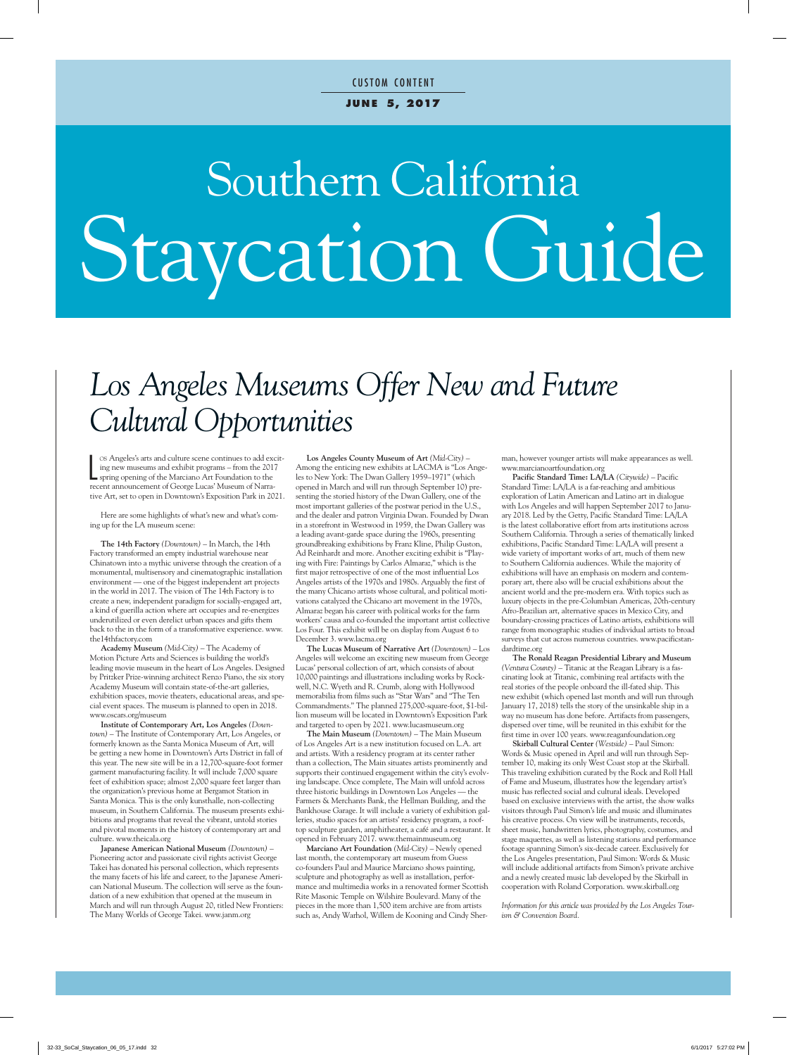CUSTOM CONTENT

**JUNE 5, 2017**

# Southern California Staycation Guide

## *Los Angeles Museums Offer New and Future Cultural Opportunities*

Los Angeles's arts and culture scene continues to add exciting new museums and exhibit programs – from the 2017 spring opening of the Marciano Art Foundation to the recent announcement of George Lucas' Museum of Narrative Art, set to open in Downtown's Exposition Park in 2021.

Here are some highlights of what's new and what's coming up for the LA museum scene:

**The 14th Factory** *(Downtown)* – In March, the 14th Factory transformed an empty industrial warehouse near Chinatown into a mythic universe through the creation of a monumental, multisensory and cinematographic installation environment — one of the biggest independent art projects in the world in 2017. The vision of The 14th Factory is to create a new, independent paradigm for socially-engaged art, a kind of guerilla action where art occupies and re-energizes underutilized or even derelict urban spaces and gifts them back to the in the form of a transformative experience. www.the14thfactory.com

**Academy Museum** *(Mid-City)* – The Academy of Motion Picture Arts and Sciences is building the world's leading movie museum in the heart of Los Angeles. Designed by Pritzker Prize-winning architect Renzo Piano, the six story Academy Museum will contain state-of-the-art galleries, exhibition spaces, movie theaters, educational areas, and special event spaces. The museum is planned to open in 2018. www.oscars.org/museum

**Institute of Contemporary Art, Los Angeles** *(Downtown)* – The Institute of Contemporary Art, Los Angeles, or formerly known as the Santa Monica Museum of Art, will be getting a new home in Downtown's Arts District in fall of this year. The new site will be in a 12,700-square-foot former garment manufacturing facility. It will include 7,000 square feet of exhibition space; almost 2,000 square feet larger than the organization's previous home at Bergamot Station in Santa Monica. This is the only kunsthalle, non-collecting museum, in Southern California. The museum presents exhibitions and programs that reveal the vibrant, untold stories and pivotal moments in the history of contemporary art and culture. www.theicala.org

**Japanese American National Museum** *(Downtown)* – Pioneering actor and passionate civil rights activist George Takei has donated his personal collection, which represents the many facets of his life and career, to the Japanese American National Museum. The collection will serve as the foundation of a new exhibition that opened at the museum in March and will run through August 20, titled New Frontiers: The Many Worlds of George Takei. www.janm.org

**Los Angeles County Museum of Art** *(Mid-City)* – Among the enticing new exhibits at LACMA is "Los Angeles to New York: The Dwan Gallery 1959–1971" (which opened in March and will run through September 10) presenting the storied history of the Dwan Gallery, one of the most important galleries of the postwar period in the U.S., and the dealer and patron Virginia Dwan. Founded by Dwan in a storefront in Westwood in 1959, the Dwan Gallery was a leading avant-garde space during the 1960s, presenting groundbreaking exhibitions by Franz Kline, Philip Guston, Ad Reinhardt and more. Another exciting exhibit is "Playing with Fire: Paintings by Carlos Almaraz," which is the first major retrospective of one of the most influential Los Angeles artists of the 1970s and 1980s. Arguably the first of the many Chicano artists whose cultural, and political motivations catalyzed the Chicano art movement in the 1970s, Almaraz began his career with political works for the farm workers' causa and co-founded the important artist collective Los Four. This exhibit will be on display from August 6 to December 3. www.lacma.org

**The Lucas Museum of Narrative Art** *(Downtown)* – Los Angeles will welcome an exciting new museum from George Lucas' personal collection of art, which consists of about 10,000 paintings and illustrations including works by Rockwell, N.C. Wyeth and R. Crumb, along with Hollywood memorabilia from films such as "Star Wars" and "The Ten Commandments." The planned 275,000-square-foot, $1-billion museum will be located in Downtown's Exposition Park and targeted to open by 2021. www.lucasmuseum.org

**The Main Museum** *(Downtown)* – The Main Museum of Los Angeles Art is a new institution focused on L.A. art and artists. With a residency program at its center rather than a collection, The Main situates artists prominently and supports their continued engagement within the city's evolving landscape. Once complete, The Main will unfold across three historic buildings in Downtown Los Angeles — the Farmers & Merchants Bank, the Hellman Building, and the Bankhouse Garage. It will include a variety of exhibition galleries, studio spaces for an artists' residency program, a rooftop sculpture garden, amphitheater, a café and a restaurant. It opened in February 2017. www.themainmuseum.org

**Marciano Art Foundation** *(Mid-City)* – Newly opened last month, the contemporary art museum from Guess co-founders Paul and Maurice Marciano shows painting, sculpture and photography as well as installation, performance and multimedia works in a renovated former Scottish Rite Masonic Temple on Wilshire Boulevard. Many of the pieces in the more than 1,500 item archive are from artists such as, Andy Warhol, Willem de Kooning and Cindy Sherman, however younger artists will make appearances as well. www.marcianoartfoundation.org

**Pacific Standard Time: LA/LA** *(Citywide)* – Pacific Standard Time: LA/LA is a far-reaching and ambitious exploration of Latin American and Latino art in dialogue with Los Angeles and will happen September 2017 to January 2018. Led by the Getty, Pacific Standard Time: LA/LA is the latest collaborative effort from arts institutions across Southern California. Through a series of thematically linked exhibitions, Pacific Standard Time: LA/LA will present a wide variety of important works of art, much of them new to Southern California audiences. While the majority of exhibitions will have an emphasis on modern and contemporary art, there also will be crucial exhibitions about the ancient world and the pre-modern era. With topics such as luxury objects in the pre-Columbian Americas, 20th-century Afro-Brazilian art, alternative spaces in Mexico City, and boundary-crossing practices of Latino artists, exhibitions will range from monographic studies of individual artists to broad surveys that cut across numerous countries. www.pacificstandardtime.org

**The Ronald Reagan Presidential Library and Museum** *(Ventura County)* – Titanic at the Reagan Library is a fascinating look at Titanic, combining real artifacts with the real stories of the people onboard the ill-fated ship. This new exhibit (which opened last month and will run through January 17, 2018) tells the story of the unsinkable ship in a way no museum has done before. Artifacts from passengers, dispersed over time, will be reunited in this exhibit for the first time in over 100 years. www.reaganfoundation.org

**Skirball Cultural Center** *(Westside)* – Paul Simon: Words & Music opened in April and will run through September 10, making its only West Coast stop at the Skirball. This traveling exhibition curated by the Rock and Roll Hall of Fame and Museum, illustrates how the legendary artist's music has reflected social and cultural ideals. Developed based on exclusive interviews with the artist, the show walks visitors through Paul Simon's life and music and illuminates his creative process. On view will be instruments, records, sheet music, handwritten lyrics, photography, costumes, and stage maquettes, as well as listening stations and performance footage spanning Simon's six-decade career. Exclusively for the Los Angeles presentation, Paul Simon: Words & Music will include additional artifacts from Simon's private archive and a newly created music lab developed by the Skirball in cooperation with Roland Corporation. www.skirball.org

*Information for this article was provided by the Los Angeles Tourism & Convention Board.*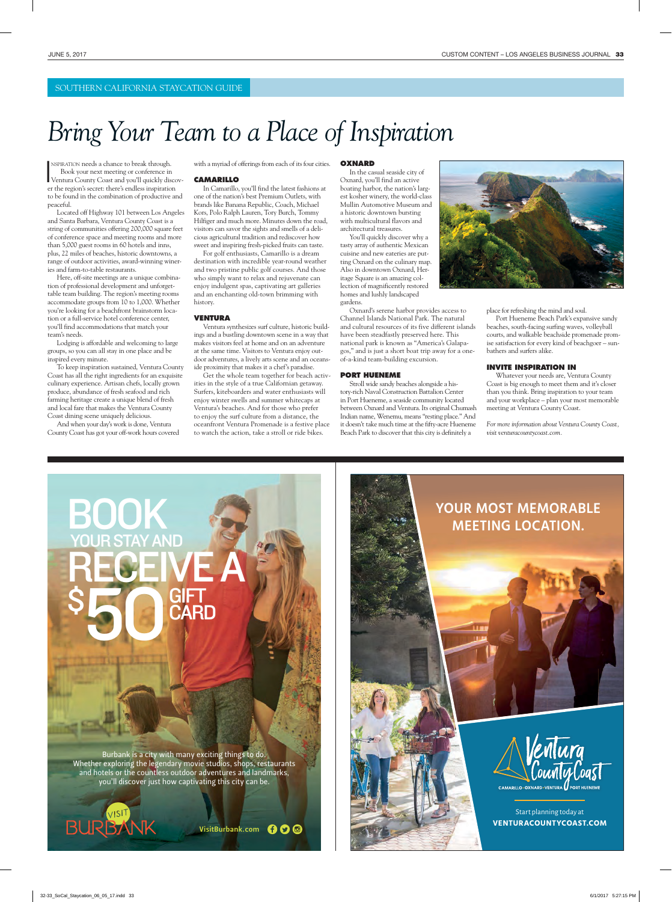SOUTHERN CALIFORNIA STAYCATION GUIDE

# Bring Your Team to a Place of Inspiration

Inspiration needs a chance to break through. Book your next meeting or conference in Ventura County Coast and you'll quickly discover the region's secret: there's endless inspiration to be found in the combination of productive and peaceful.

Located off Highway 101 between Los Angeles and Santa Barbara, Ventura County Coast is a string of communities offering 200,000 square feet of conference space and meeting rooms and more than 5,000 guest rooms in 60 hotels and inns, plus, 22 miles of beaches, historic downtowns, a range of outdoor activities, award-winning wineries and farm-to-table restaurants.

Here, off-site meetings are a unique combination of professional development and unforgettable team building. The region's meeting rooms accommodate groups from 10 to 1,000. Whether you're looking for a beachfront brainstorm location or a full-service hotel conference center, you'll find accommodations that match your team's needs.

Lodging is affordable and welcoming to large groups, so you can all stay in one place and be inspired every minute.

To keep inspiration sustained, Ventura County Coast has all the right ingredients for an exquisite culinary experience. Artisan chefs, locally grown produce, abundance of fresh seafood and rich farming heritage create a unique blend of fresh and local fare that makes the Ventura County Coast dining scene uniquely delicious.

And when your day's work is done, Ventura County Coast has got your off-work hours covered with a myriad of offerings from each of its four cities.

### CAMARILLO

In Camarillo, you'll find the latest fashions at one of the nation's best Premium Outlets, with brands like Banana Republic, Coach, Michael Kors, Polo Ralph Lauren, Tory Burch, Tommy Hilfiger and much more. Minutes down the road, visitors can savor the sights and smells of a delicious agricultural tradition and rediscover how sweet and inspiring fresh-picked fruits can taste.

For golf enthusiasts, Camarillo is a dream destination with incredible year-round weather and two pristine public golf courses. And those who simply want to relax and rejuvenate can enjoy indulgent spas, captivating art galleries and an enchanting old-town brimming with history.

### VENTURA

Ventura synthesizes surf culture, historic buildings and a bustling downtown scene in a way that makes visitors feel at home and on an adventure at the same time. Visitors to Ventura enjoy outdoor adventures, a lively arts scene and an oceanside proximity that makes it a chef's paradise.

Get the whole team together for beach activities in the style of a true Californian getaway. Surfers, kiteboarders and water enthusiasts will enjoy winter swells and summer whitecaps at Ventura's beaches. And for those who prefer to enjoy the surf culture from a distance, the oceanfront Ventura Promenade is a festive place to watch the action, take a stroll or ride bikes.

### OXNARD

In the casual seaside city of Oxnard, you'll find an active boating harbor, the nation's largest kosher winery, the world-class Mullin Automotive Museum and a historic downtown bursting with multicultural flavors and architectural treasures.

You'll quickly discover why a tasty array of authentic Mexican cuisine and new eateries are putting Oxnard on the culinary map. Also in downtown Oxnard, Heritage Square is an amazing collection of magnificently restored homes and lushly landscaped gardens.

Oxnard's serene harbor provides access to Channel Islands National Park. The natural and cultural resources of its five different islands have been steadfastly preserved here. This national park is known as "America's Galapagos," and is just a short boat trip away for a one-of-a-kind team-building excursion.

### PORT HUENEME

Stroll wide sandy beaches alongside a history-rich Naval Construction Battalion Center in Port Hueneme, a seaside community located between Oxnard and Ventura. Its original Chumash Indian name, Wenemu, means "resting place." And it doesn't take much time at the fifty-acre Hueneme Beach Park to discover that this city is definitely a place for refreshing the mind and soul.

Port Hueneme Beach Park's expansive sandy beaches, south-facing surfing waves, volleyball courts, and walkable beachside promenade promise satisfaction for every kind of beachgoer – sunbathers and surfers alike.

### INVITE INSPIRATION IN

Whatever your needs are, Ventura County Coast is big enough to meet them and it's closer than you think. Bring inspiration to your team and your workplace – plan your most memorable meeting at Ventura County Coast.

*For more information about Ventura County Coast, visit venturacountycoast.com.*